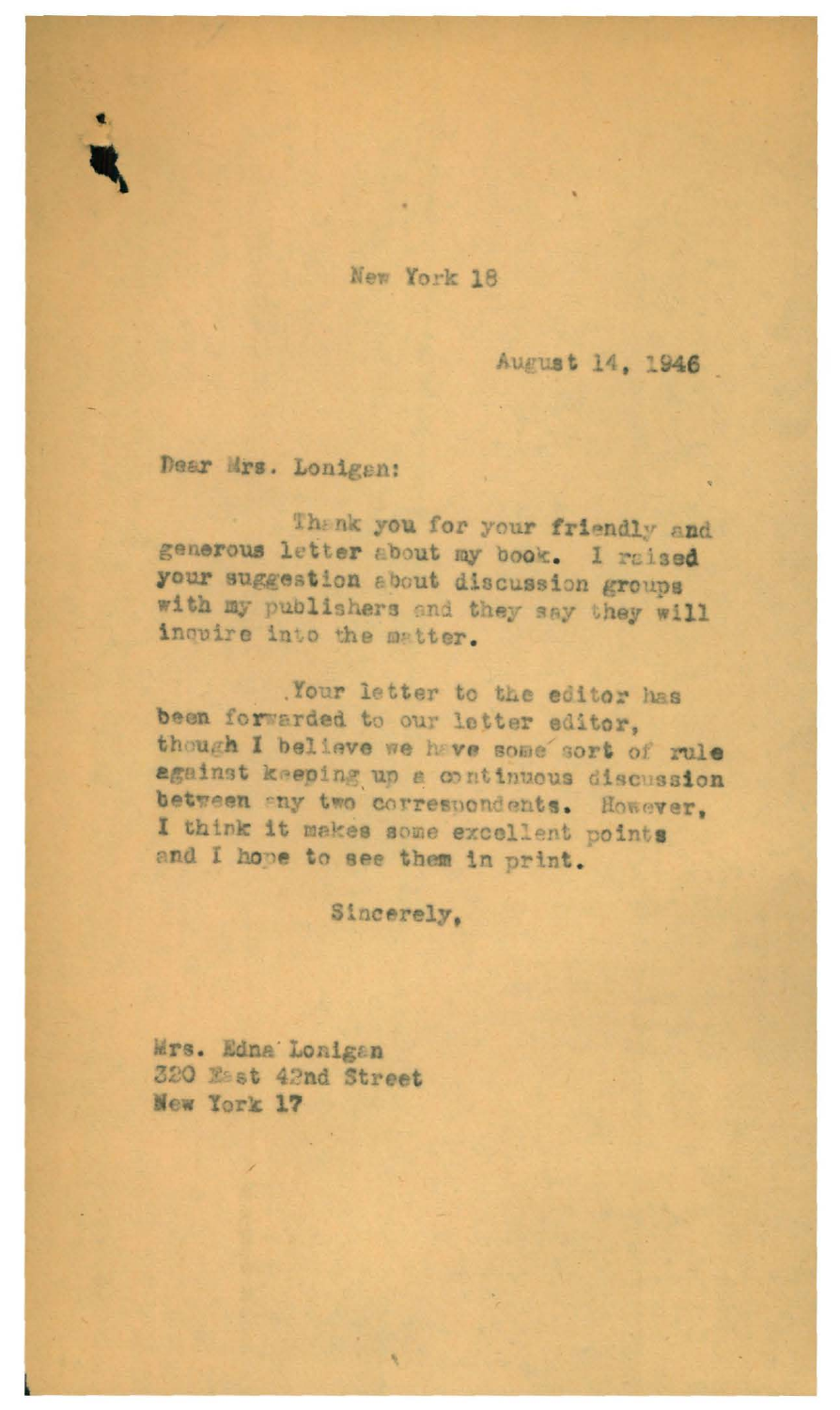New York 18

August 14, 1946

Dear Mrs. Lonigan:

Thank you for your friendly and generous letter about my book. I raised your suggestion about discussion groups with my publishers and they say they will inquire into the matter.

Your letter to the editor has been forwarded to our letter editor, though I believe we have some sort of rule against keeping up a continuous discussion between any two correspondents. However, I think it makes some excellent points and I hope to see them in print.

Sincerely,

Mrs. Edna Lonigan
320 East 42nd Street
New York 17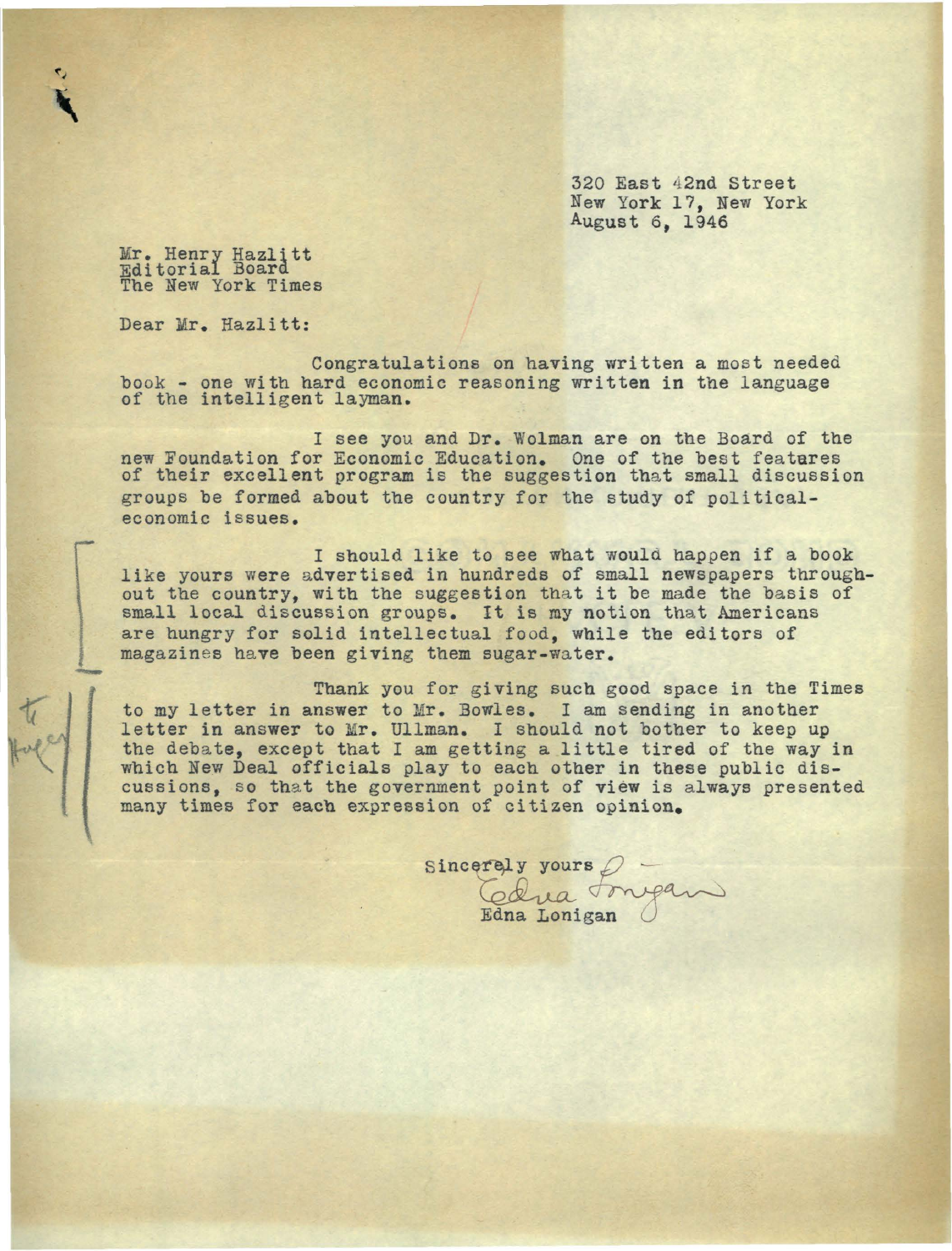320 East 42nd Street
New York 17, New York
August 6, 1946

Mr. Henry Hazlitt
Editorial Board
The New York Times

Dear Mr. Hazlitt:

Congratulations on having written a most needed book - one with hard economic reasoning written in the language of the intelligent layman.

I see you and Dr. Wolman are on the Board of the new Foundation for Economic Education. One of the best features of their excellent program is the suggestion that small discussion groups be formed about the country for the study of political-economic issues.

I should like to see what would happen if a book like yours were advertised in hundreds of small newspapers throughout the country, with the suggestion that it be made the basis of small local discussion groups. It is my notion that Americans are hungry for solid intellectual food, while the editors of magazines have been giving them sugar-water.

Thank you for giving such good space in the Times to my letter in answer to Mr. Bowles. I am sending in another letter in answer to Mr. Ullman. I should not bother to keep up the debate, except that I am getting a little tired of the way in which New Deal officials play to each other in these public discussions, so that the government point of view is always presented many times for each expression of citizen opinion.

Sincerely yours,
Edna Lonigan
Edna Lonigan